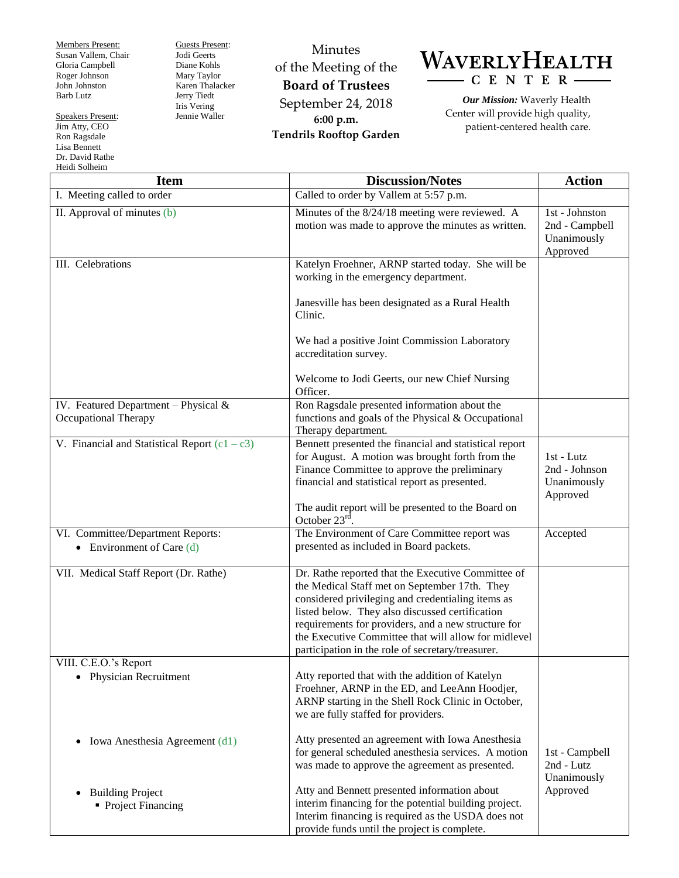Members Present:
Susan Vallem, Chair
Gloria Campbell
Roger Johnson
John Johnston
Barb Lutz

Speakers Present:
Jim Atty, CEO
Ron Ragsdale
Lisa Bennett
Dr. David Rathe
Heidi Solheim

Guests Present:
Jodi Geerts
Diane Kohls
Mary Taylor
Karen Thalacker
Jerry Tiedt
Iris Vering
Jennie Waller

Minutes
of the Meeting of the
**Board of Trustees**
September 24, 2018
**6:00 p.m.**
**Tendrils Rooftop Garden**

# WAVERLY HEALTH CENTER

***Our Mission:*** Waverly Health Center will provide high quality, patient-centered health care.

| Item | Discussion/Notes | Action |
|---|---|---|
| I. Meeting called to order | Called to order by Vallem at 5:57 p.m. | |
| II. Approval of minutes (b) | Minutes of the 8/24/18 meeting were reviewed. A motion was made to approve the minutes as written. | 1st - Johnston<br>2nd - Campbell<br>Unanimously Approved |
| III. Celebrations | Katelyn Froehner, ARNP started today. She will be working in the emergency department.<br><br>Janesville has been designated as a Rural Health Clinic.<br><br>We had a positive Joint Commission Laboratory accreditation survey.<br><br>Welcome to Jodi Geerts, our new Chief Nursing Officer. | |
| IV. Featured Department – Physical & Occupational Therapy | Ron Ragsdale presented information about the functions and goals of the Physical & Occupational Therapy department. | |
| V. Financial and Statistical Report (c1 – c3) | Bennett presented the financial and statistical report for August. A motion was brought forth from the Finance Committee to approve the preliminary financial and statistical report as presented.<br><br>The audit report will be presented to the Board on October 23rd. | 1st - Lutz<br>2nd - Johnson<br>Unanimously Approved |
| VI. Committee/Department Reports:<br>• Environment of Care (d) | The Environment of Care Committee report was presented as included in Board packets. | Accepted |
| VII. Medical Staff Report (Dr. Rathe) | Dr. Rathe reported that the Executive Committee of the Medical Staff met on September 17th. They considered privileging and credentialing items as listed below. They also discussed certification requirements for providers, and a new structure for the Executive Committee that will allow for midlevel participation in the role of secretary/treasurer. | |
| VIII. C.E.O.'s Report<br>• Physician Recruitment | Atty reported that with the addition of Katelyn Froehner, ARNP in the ED, and LeeAnn Hoodjer, ARNP starting in the Shell Rock Clinic in October, we are fully staffed for providers. | |
| • Iowa Anesthesia Agreement (d1) | Atty presented an agreement with Iowa Anesthesia for general scheduled anesthesia services. A motion was made to approve the agreement as presented. | 1st - Campbell<br>2nd - Lutz<br>Unanimously Approved |
| • Building Project<br>▪ Project Financing | Atty and Bennett presented information about interim financing for the potential building project. Interim financing is required as the USDA does not provide funds until the project is complete. | |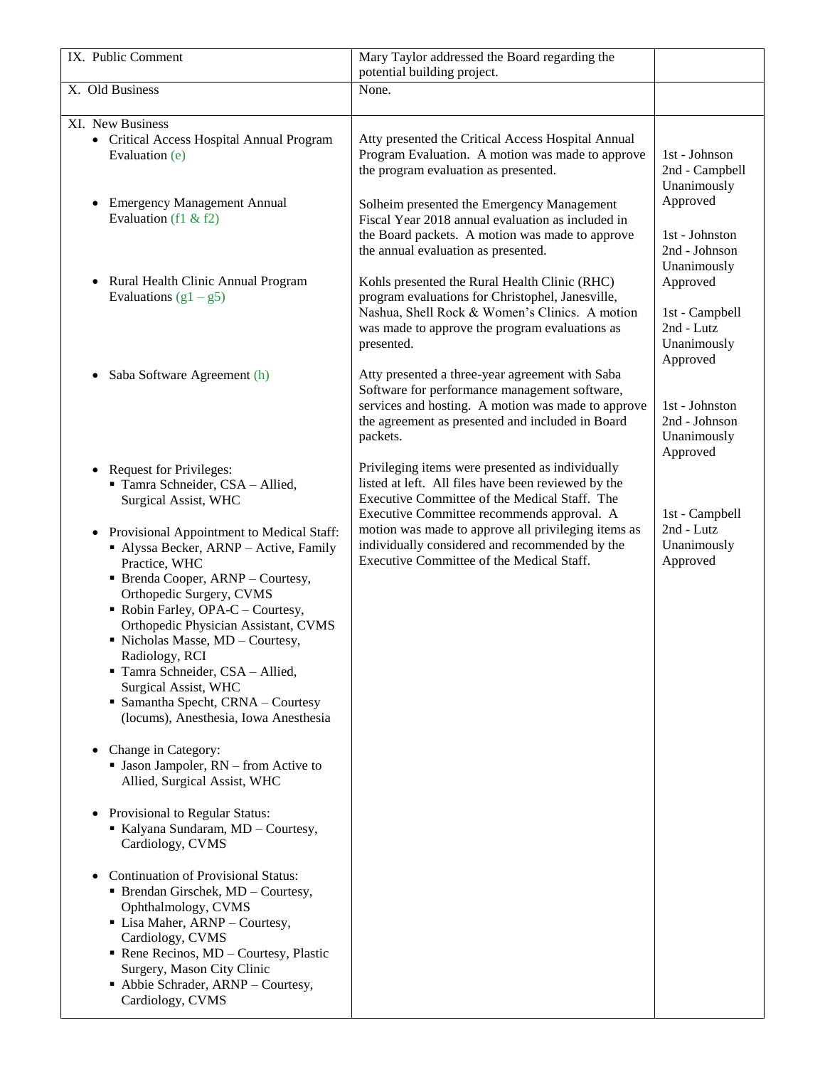| | | |
|---|---|---|
| IX. Public Comment | Mary Taylor addressed the Board regarding the potential building project. | |
| X. Old Business | None. | |
| XI. New Business<br>• Critical Access Hospital Annual Program Evaluation (e) | Atty presented the Critical Access Hospital Annual Program Evaluation. A motion was made to approve the program evaluation as presented. | 1st - Johnson<br>2nd - Campbell<br>Unanimously Approved |
| • Emergency Management Annual Evaluation (f1 & f2) | Solheim presented the Emergency Management Fiscal Year 2018 annual evaluation as included in the Board packets. A motion was made to approve the annual evaluation as presented. | 1st - Johnston<br>2nd - Johnson<br>Unanimously Approved |
| • Rural Health Clinic Annual Program Evaluations (g1 – g5) | Kohls presented the Rural Health Clinic (RHC) program evaluations for Christophel, Janesville, Nashua, Shell Rock & Women's Clinics. A motion was made to approve the program evaluations as presented. | 1st - Campbell<br>2nd - Lutz<br>Unanimously Approved |
| • Saba Software Agreement (h) | Atty presented a three-year agreement with Saba Software for performance management software, services and hosting. A motion was made to approve the agreement as presented and included in Board packets. | 1st - Johnston<br>2nd - Johnson<br>Unanimously Approved |
| • Request for Privileges:<br>▪ Tamra Schneider, CSA – Allied, Surgical Assist, WHC<br><br>• Provisional Appointment to Medical Staff:<br>▪ Alyssa Becker, ARNP – Active, Family Practice, WHC<br>▪ Brenda Cooper, ARNP – Courtesy, Orthopedic Surgery, CVMS<br>▪ Robin Farley, OPA-C – Courtesy, Orthopedic Physician Assistant, CVMS<br>▪ Nicholas Masse, MD – Courtesy, Radiology, RCI<br>▪ Tamra Schneider, CSA – Allied, Surgical Assist, WHC<br>▪ Samantha Specht, CRNA – Courtesy (locums), Anesthesia, Iowa Anesthesia<br><br>• Change in Category:<br>▪ Jason Jampoler, RN – from Active to Allied, Surgical Assist, WHC<br><br>• Provisional to Regular Status:<br>▪ Kalyana Sundaram, MD – Courtesy, Cardiology, CVMS<br><br>• Continuation of Provisional Status:<br>▪ Brendan Girschek, MD – Courtesy, Ophthalmology, CVMS<br>▪ Lisa Maher, ARNP – Courtesy, Cardiology, CVMS<br>▪ Rene Recinos, MD – Courtesy, Plastic Surgery, Mason City Clinic<br>▪ Abbie Schrader, ARNP – Courtesy, Cardiology, CVMS | Privileging items were presented as individually listed at left. All files have been reviewed by the Executive Committee of the Medical Staff. The Executive Committee recommends approval. A motion was made to approve all privileging items as individually considered and recommended by the Executive Committee of the Medical Staff. | 1st - Campbell<br>2nd - Lutz<br>Unanimously Approved |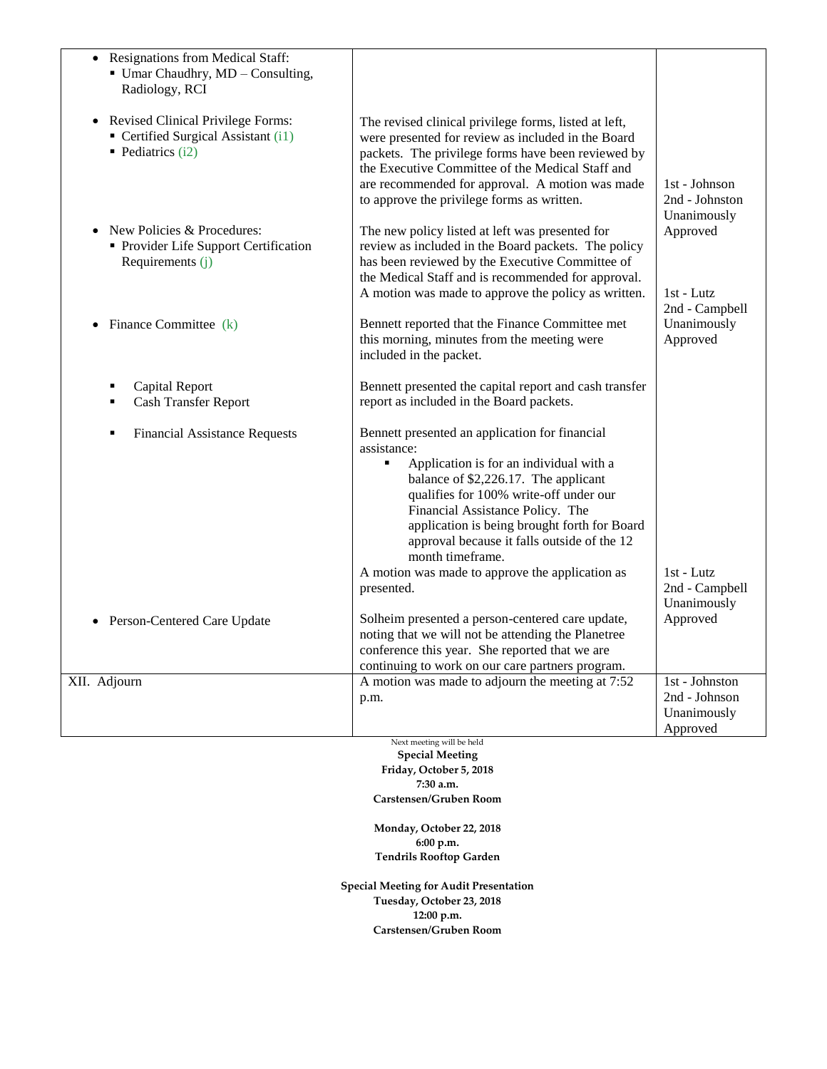| | | |
|---|---|---|
| • Resignations from Medical Staff:<br>▪ Umar Chaudhry, MD – Consulting, Radiology, RCI | | |
| • Revised Clinical Privilege Forms:<br>▪ Certified Surgical Assistant (i1)<br>▪ Pediatrics (i2) | The revised clinical privilege forms, listed at left, were presented for review as included in the Board packets. The privilege forms have been reviewed by the Executive Committee of the Medical Staff and are recommended for approval. A motion was made to approve the privilege forms as written. | 1st - Johnson<br>2nd - Johnston<br>Unanimously Approved |
| • New Policies & Procedures:<br>▪ Provider Life Support Certification Requirements (j) | The new policy listed at left was presented for review as included in the Board packets. The policy has been reviewed by the Executive Committee of the Medical Staff and is recommended for approval. A motion was made to approve the policy as written. | 1st - Lutz<br>2nd - Campbell<br>Unanimously Approved |
| • Finance Committee (k) | Bennett reported that the Finance Committee met this morning, minutes from the meeting were included in the packet. | |
| ▪ Capital Report<br>▪ Cash Transfer Report | Bennett presented the capital report and cash transfer report as included in the Board packets. | |
| ▪ Financial Assistance Requests | Bennett presented an application for financial assistance:<br>▪ Application is for an individual with a balance of $2,226.17. The applicant qualifies for 100% write-off under our Financial Assistance Policy. The application is being brought forth for Board approval because it falls outside of the 12 month timeframe.<br>A motion was made to approve the application as presented. | 1st - Lutz<br>2nd - Campbell<br>Unanimously Approved |
| • Person-Centered Care Update | Solheim presented a person-centered care update, noting that we will not be attending the Planetree conference this year. She reported that we are continuing to work on our care partners program. | |
| XII. Adjourn | A motion was made to adjourn the meeting at 7:52 p.m. | 1st - Johnston<br>2nd - Johnson<br>Unanimously Approved |

Next meeting will be held

**Special Meeting**
**Friday, October 5, 2018**
**7:30 a.m.**
**Carstensen/Gruben Room**

**Monday, October 22, 2018**
**6:00 p.m.**
**Tendrils Rooftop Garden**

**Special Meeting for Audit Presentation**
**Tuesday, October 23, 2018**
**12:00 p.m.**
**Carstensen/Gruben Room**